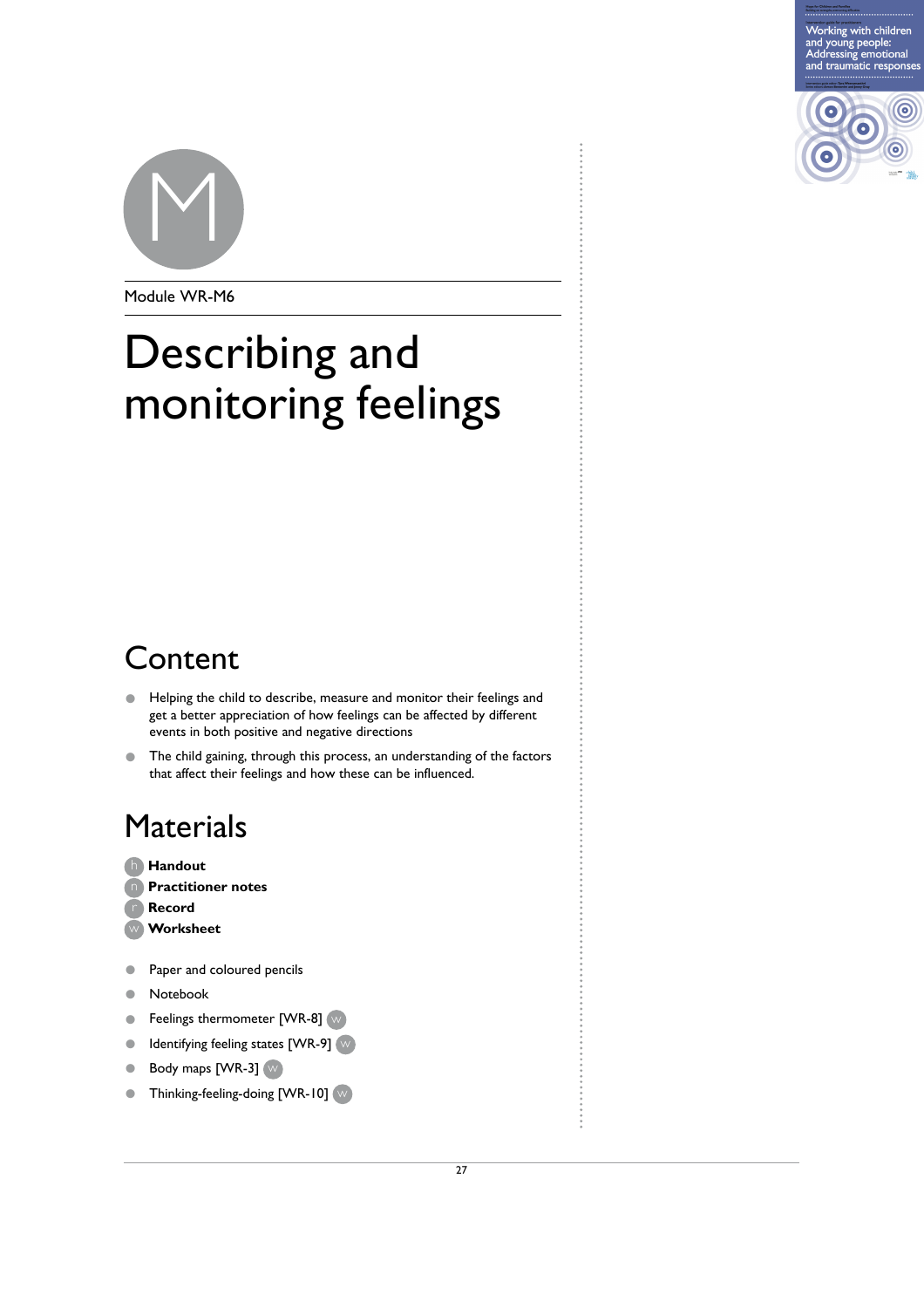M

Module WR-M6

# Describing and monitoring feelings

## Content

- Helping the child to describe, measure and monitor their feelings and get a better appreciation of how feelings can be affected by different events in both positive and negative directions
- The child gaining, through this process, an understanding of the factors that affect their feelings and how these can be influenced.

## Materials

h **Handout**
n **Practitioner notes**
r **Record**
w **Worksheet**

- Paper and coloured pencils
- Notebook
- Feelings thermometer [WR-8] w
- Identifying feeling states [WR-9] w
- Body maps [WR-3] w
- Thinking-feeling-doing [WR-10] w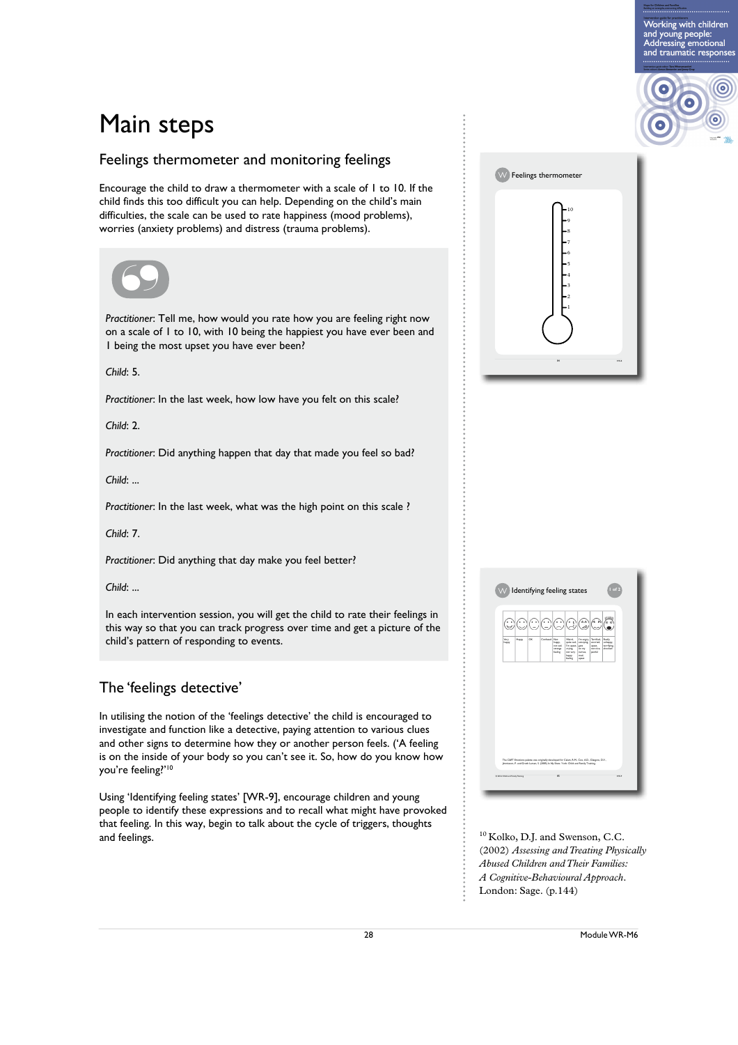# Main steps

## Feelings thermometer and monitoring feelings

Encourage the child to draw a thermometer with a scale of 1 to 10. If the child finds this too difficult you can help. Depending on the child's main difficulties, the scale can be used to rate happiness (mood problems), worries (anxiety problems) and distress (trauma problems).

*Practitioner*: Tell me, how would you rate how you are feeling right now on a scale of 1 to 10, with 10 being the happiest you have ever been and 1 being the most upset you have ever been?

*Child*: 5.

*Practitioner*: In the last week, how low have you felt on this scale?

*Child*: 2.

*Practitioner*: Did anything happen that day that made you feel so bad?

*Child*: ...

*Practitioner*: In the last week, what was the high point on this scale ?

*Child*: 7.

*Practitioner*: Did anything that day make you feel better?

*Child*: ...

In each intervention session, you will get the child to rate their feelings in this way so that you can track progress over time and get a picture of the child's pattern of responding to events.

## The 'feelings detective'

In utilising the notion of the 'feelings detective' the child is encouraged to investigate and function like a detective, paying attention to various clues and other signs to determine how they or another person feels. ('A feeling is on the inside of your body so you can't see it. So, how do you know how you're feeling?'[10]

Using 'Identifying feeling states' [WR-9], encourage children and young people to identify these expressions and to recall what might have provoked that feeling. In this way, begin to talk about the cycle of triggers, thoughts and feelings.

Feelings thermometer

Identifying feeling states

[10] Kolko, D.J. and Swenson, C.C. (2002) *Assessing and Treating Physically Abused Children and Their Families: A Cognitive-Behavioural Approach*. London: Sage. (p.144)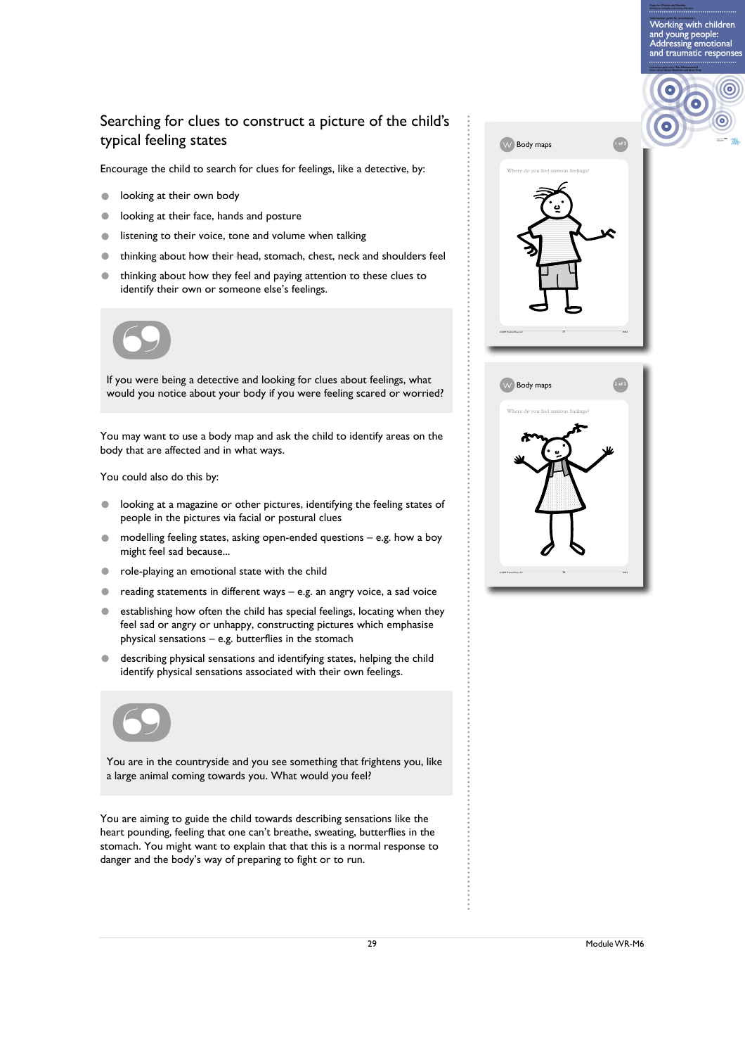## Searching for clues to construct a picture of the child's typical feeling states

Encourage the child to search for clues for feelings, like a detective, by:

- looking at their own body
- looking at their face, hands and posture
- listening to their voice, tone and volume when talking
- thinking about how their head, stomach, chest, neck and shoulders feel
- thinking about how they feel and paying attention to these clues to identify their own or someone else's feelings.

> If you were being a detective and looking for clues about feelings, what would you notice about your body if you were feeling scared or worried?

You may want to use a body map and ask the child to identify areas on the body that are affected and in what ways.

You could also do this by:

- looking at a magazine or other pictures, identifying the feeling states of people in the pictures via facial or postural clues
- modelling feeling states, asking open-ended questions – e.g. how a boy might feel sad because...
- role-playing an emotional state with the child
- reading statements in different ways – e.g. an angry voice, a sad voice
- establishing how often the child has special feelings, locating when they feel sad or angry or unhappy, constructing pictures which emphasise physical sensations – e.g. butterflies in the stomach
- describing physical sensations and identifying states, helping the child identify physical sensations associated with their own feelings.

> You are in the countryside and you see something that frightens you, like a large animal coming towards you. What would you feel?

You are aiming to guide the child towards describing sensations like the heart pounding, feeling that one can't breathe, sweating, butterflies in the stomach. You might want to explain that that this is a normal response to danger and the body's way of preparing to fight or to run.

Body maps — 1 of 2

Where do you feel anxious feelings?

Body maps — 2 of 2

Where do you feel anxious feelings?